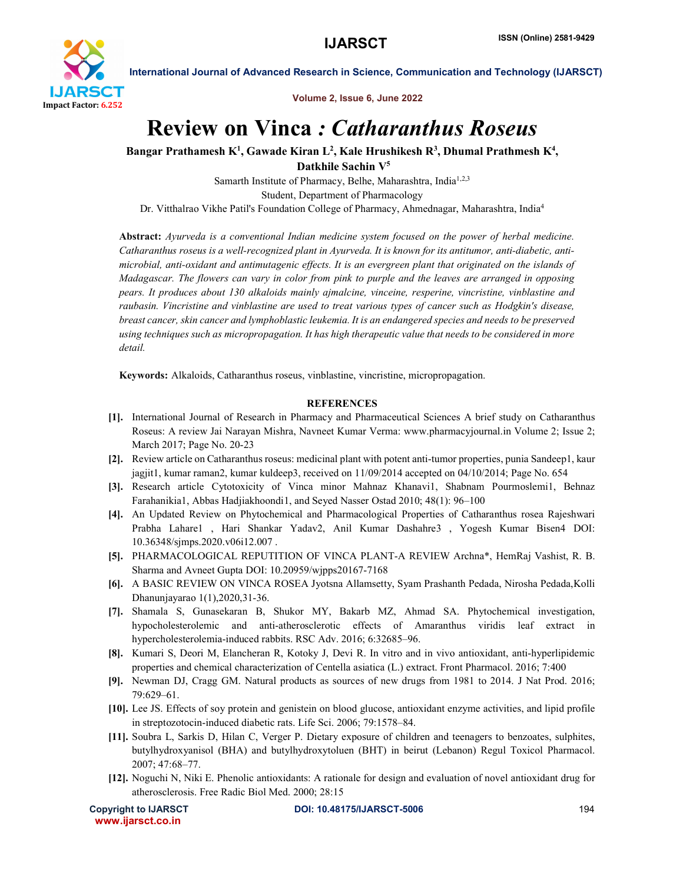# Review on Vinca *: Catharanthus Roseus*

**Bangar Prathamesh K[1], Gawade Kiran L[2], Kale Hrushikesh R[3], Dhumal Prathmesh K[4], Datkhile Sachin V[5]**

Samarth Institute of Pharmacy, Belhe, Maharashtra, India[1,2,3]

Student, Department of Pharmacology

Dr. Vitthalrao Vikhe Patil's Foundation College of Pharmacy, Ahmednagar, Maharashtra, India[4]

**Abstract:** *Ayurveda is a conventional Indian medicine system focused on the power of herbal medicine. Catharanthus roseus is a well-recognized plant in Ayurveda. It is known for its antitumor, anti-diabetic, anti-microbial, anti-oxidant and antimutagenic effects. It is an evergreen plant that originated on the islands of Madagascar. The flowers can vary in color from pink to purple and the leaves are arranged in opposing pears. It produces about 130 alkaloids mainly ajmalcine, vinceine, resperine, vincristine, vinblastine and raubasin. Vincristine and vinblastine are used to treat various types of cancer such as Hodgkin's disease, breast cancer, skin cancer and lymphoblastic leukemia. It is an endangered species and needs to be preserved using techniques such as micropropagation. It has high therapeutic value that needs to be considered in more detail.*

**Keywords:** Alkaloids, Catharanthus roseus, vinblastine, vincristine, micropropagation.

## REFERENCES

[1]. International Journal of Research in Pharmacy and Pharmaceutical Sciences A brief study on Catharanthus Roseus: A review Jai Narayan Mishra, Navneet Kumar Verma: www.pharmacyjournal.in Volume 2; Issue 2; March 2017; Page No. 20-23

[2]. Review article on Catharanthus roseus: medicinal plant with potent anti-tumor properties, punia Sandeep1, kaur jagjit1, kumar raman2, kumar kuldeep3, received on 11/09/2014 accepted on 04/10/2014; Page No. 654

[3]. Research article Cytotoxicity of Vinca minor Mahnaz Khanavi1, Shabnam Pourmoslemi1, Behnaz Farahanikia1, Abbas Hadjiakhoondi1, and Seyed Nasser Ostad 2010; 48(1): 96–100

[4]. An Updated Review on Phytochemical and Pharmacological Properties of Catharanthus rosea Rajeshwari Prabha Lahare1 , Hari Shankar Yadav2, Anil Kumar Dashahre3 , Yogesh Kumar Bisen4 DOI: 10.36348/sjmps.2020.v06i12.007 .

[5]. PHARMACOLOGICAL REPUTITION OF VINCA PLANT-A REVIEW Archna*, HemRaj Vashist, R. B. Sharma and Avneet Gupta DOI: 10.20959/wjpps20167-7168

[6]. A BASIC REVIEW ON VINCA ROSEA Jyotsna Allamsetty, Syam Prashanth Pedada, Nirosha Pedada,Kolli Dhanunjayarao 1(1),2020,31-36.

[7]. Shamala S, Gunasekaran B, Shukor MY, Bakarb MZ, Ahmad SA. Phytochemical investigation, hypocholesterolemic and anti-atherosclerotic effects of Amaranthus viridis leaf extract in hypercholesterolemia-induced rabbits. RSC Adv. 2016; 6:32685–96.

[8]. Kumari S, Deori M, Elancheran R, Kotoky J, Devi R. In vitro and in vivo antioxidant, anti-hyperlipidemic properties and chemical characterization of Centella asiatica (L.) extract. Front Pharmacol. 2016; 7:400

[9]. Newman DJ, Cragg GM. Natural products as sources of new drugs from 1981 to 2014. J Nat Prod. 2016; 79:629–61.

[10]. Lee JS. Effects of soy protein and genistein on blood glucose, antioxidant enzyme activities, and lipid profile in streptozotocin-induced diabetic rats. Life Sci. 2006; 79:1578–84.

[11]. Soubra L, Sarkis D, Hilan C, Verger P. Dietary exposure of children and teenagers to benzoates, sulphites, butylhydroxyanisol (BHA) and butylhydroxytoluen (BHT) in beirut (Lebanon) Regul Toxicol Pharmacol. 2007; 47:68–77.

[12]. Noguchi N, Niki E. Phenolic antioxidants: A rationale for design and evaluation of novel antioxidant drug for atherosclerosis. Free Radic Biol Med. 2000; 28:15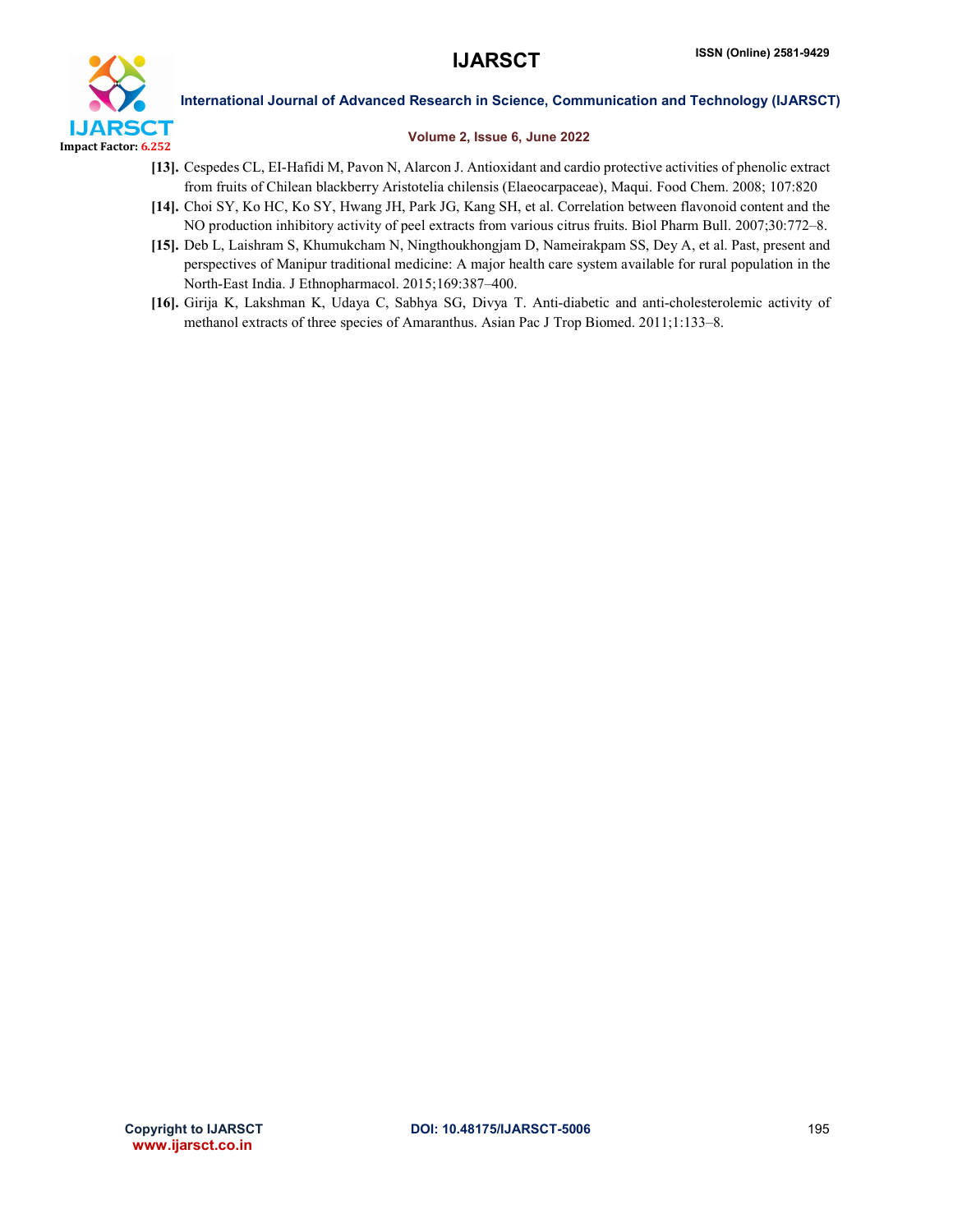[13]. Cespedes CL, EI-Hafidi M, Pavon N, Alarcon J. Antioxidant and cardio protective activities of phenolic extract from fruits of Chilean blackberry Aristotelia chilensis (Elaeocarpaceae), Maqui. Food Chem. 2008; 107:820

[14]. Choi SY, Ko HC, Ko SY, Hwang JH, Park JG, Kang SH, et al. Correlation between flavonoid content and the NO production inhibitory activity of peel extracts from various citrus fruits. Biol Pharm Bull. 2007;30:772–8.

[15]. Deb L, Laishram S, Khumukcham N, Ningthoukhongjam D, Nameirakpam SS, Dey A, et al. Past, present and perspectives of Manipur traditional medicine: A major health care system available for rural population in the North-East India. J Ethnopharmacol. 2015;169:387–400.

[16]. Girija K, Lakshman K, Udaya C, Sabhya SG, Divya T. Anti-diabetic and anti-cholesterolemic activity of methanol extracts of three species of Amaranthus. Asian Pac J Trop Biomed. 2011;1:133–8.